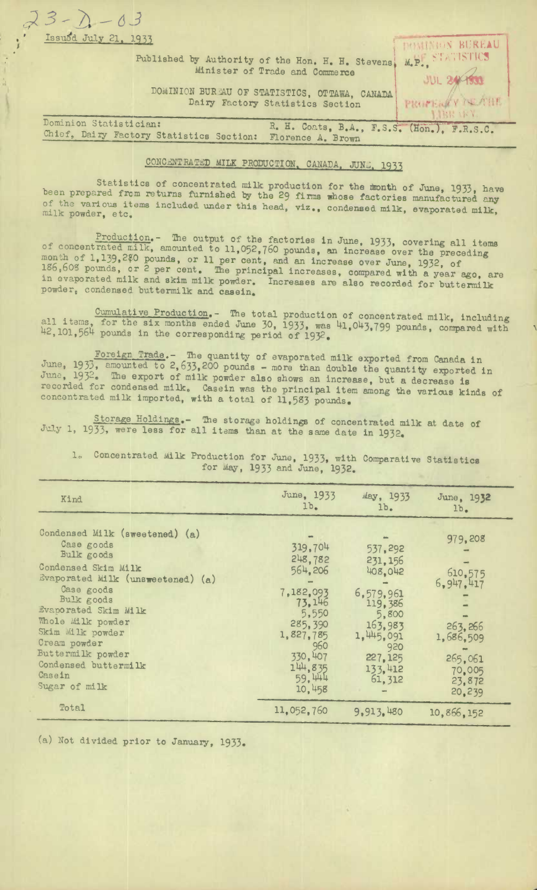23-D-03

Issued July 21, 1933

Published by Authority of the Hon. H. H. Stevens, M.P., Minister of Trade and Commerce

DOMINION BUREAU OF STATISTICS, OTTAWA, CANADA
Dairy Factory Statistics Section

Dominion Statistician: R. H. Coats, B.A., F.S.S. (Hon.), F.R.S.C.
Chief, Dairy Factory Statistics Section: Florence A. Brown

## CONCENTRATED MILK PRODUCTION, CANADA, JUNE, 1933

Statistics of concentrated milk production for the month of June, 1933, have been prepared from returns furnished by the 29 firms whose factories manufactured any of the various items included under this head, viz., condensed milk, evaporated milk, milk powder, etc.

Production.- The output of the factories in June, 1933, covering all items of concentrated milk, amounted to 11,052,760 pounds, an increase over the preceding month of 1,139,280 pounds, or 11 per cent, and an increase over June, 1932, of 186,608 pounds, or 2 per cent. The principal increases, compared with a year ago, are in evaporated milk and skim milk powder. Increases are also recorded for buttermilk powder, condensed buttermilk and casein.

Cumulative Production.- The total production of concentrated milk, including all items, for the six months ended June 30, 1933, was 41,043,799 pounds, compared with 42,101,564 pounds in the corresponding period of 1932.

Foreign Trade.- The quantity of evaporated milk exported from Canada in June, 1933, amounted to 2,633,200 pounds - more than double the quantity exported in June, 1932. The export of milk powder also shows an increase, but a decrease is recorded for condensed milk. Casein was the principal item among the various kinds of concentrated milk imported, with a total of 11,583 pounds.

Storage Holdings.- The storage holdings of concentrated milk at date of July 1, 1933, were less for all items than at the same date in 1932.

1. Concentrated Milk Production for June, 1933, with Comparative Statistics for May, 1933 and June, 1932.

| Kind | June, 1933 lb. | May, 1933 lb. | June, 1932 lb. |
|---|---|---|---|
| Condensed Milk (sweetened) (a) | - | - | 979,208 |
| Case goods | 319,704 | 537,292 | - |
| Bulk goods | 248,782 | 231,156 | - |
| Condensed Skim Milk | 564,206 | 408,042 | 610,575 |
| Evaporated Milk (unsweetened) (a) | - | - | 6,947,417 |
| Case goods | 7,182,093 | 6,579,961 | - |
| Bulk goods | 73,146 | 119,386 | - |
| Evaporated Skim Milk | 5,550 | 5,800 | - |
| Whole Milk powder | 285,390 | 163,983 | 263,266 |
| Skim Milk powder | 1,827,785 | 1,445,091 | 1,686,509 |
| Cream powder | 960 | 920 | - |
| Buttermilk powder | 330,407 | 227,125 | 265,061 |
| Condensed buttermilk | 144,835 | 133,412 | 70,005 |
| Casein | 59,444 | 61,312 | 23,872 |
| Sugar of milk | 10,458 | - | 20,239 |
| Total | 11,052,760 | 9,913,480 | 10,866,152 |

(a) Not divided prior to January, 1933.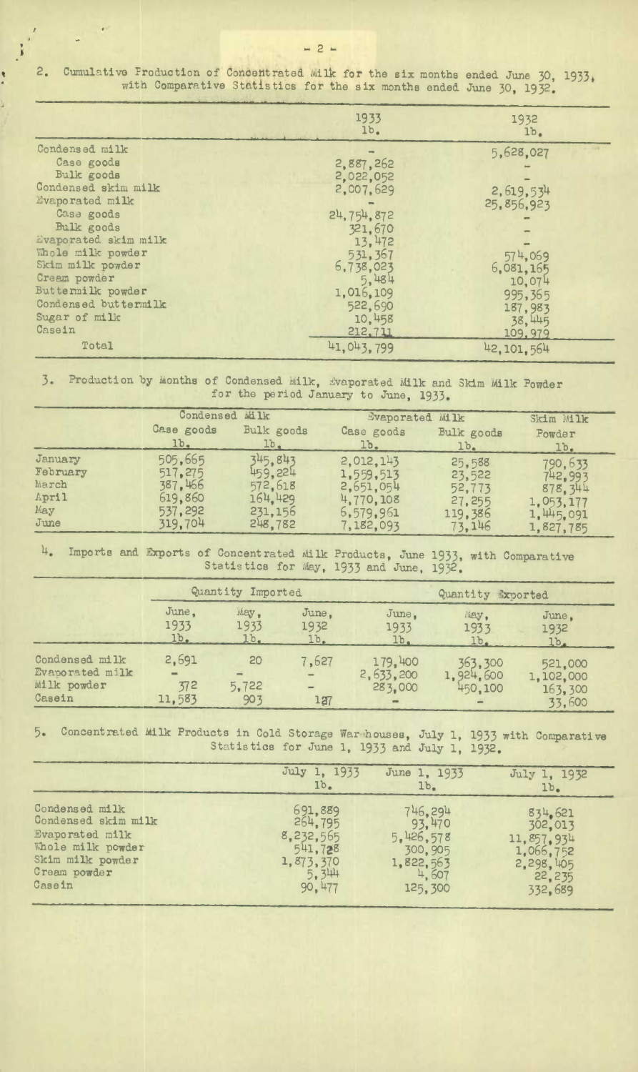2. Cumulative Production of Concentrated Milk for the six months ended June 30, 1933, with Comparative Statistics for the six months ended June 30, 1932.

| | 1933 lb. | 1932 lb. |
|---|---|---|
| Condensed milk | - | 5,628,027 |
| Case goods | 2,887,262 | - |
| Bulk goods | 2,022,052 | - |
| Condensed skim milk | 2,007,629 | 2,619,534 |
| Evaporated milk | - | 25,856,923 |
| Case goods | 24,754,872 | - |
| Bulk goods | 321,670 | - |
| Evaporated skim milk | 13,472 | - |
| Whole milk powder | 531,367 | 574,069 |
| Skim milk powder | 6,738,023 | 6,081,165 |
| Cream powder | 5,484 | 10,074 |
| Buttermilk powder | 1,016,109 | 995,365 |
| Condensed buttermilk | 522,690 | 187,983 |
| Sugar of milk | 10,458 | 38,445 |
| Casein | 212,711 | 109,979 |
| Total | 41,043,799 | 42,101,564 |

3. Production by Months of Condensed Milk, Evaporated Milk and Skim Milk Powder for the period January to June, 1933.

| | Condensed Milk | | Evaporated Milk | | Skim Milk |
|---|---|---|---|---|---|
| | Case goods lb. | Bulk goods lb. | Case goods lb. | Bulk goods lb. | Powder lb. |
| January | 505,665 | 345,843 | 2,012,143 | 25,588 | 790,633 |
| February | 517,275 | 459,224 | 1,559,513 | 23,522 | 742,993 |
| March | 387,466 | 572,618 | 2,651,054 | 52,773 | 878,344 |
| April | 619,860 | 164,429 | 4,770,108 | 27,255 | 1,053,177 |
| May | 537,292 | 231,156 | 6,579,961 | 119,386 | 1,445,091 |
| June | 319,704 | 248,782 | 7,182,093 | 73,146 | 1,827,785 |

4. Imports and Exports of Concentrated Milk Products, June 1933, with Comparative Statistics for May, 1933 and June, 1932.

| | Quantity Imported | | | Quantity Exported | | |
|---|---|---|---|---|---|---|
| | June, 1933 lb. | May, 1933 lb. | June, 1932 lb. | June, 1933 lb. | May, 1933 lb. | June, 1932 lb. |
| Condensed milk | 2,691 | 20 | 7,627 | 179,400 | 363,300 | 521,000 |
| Evaporated milk | - | - | - | 2,633,200 | 1,924,600 | 1,102,000 |
| Milk powder | 372 | 5,722 | - | 283,000 | 450,100 | 163,300 |
| Casein | 11,583 | 903 | 127 | - | - | 33,600 |

5. Concentrated Milk Products in Cold Storage Warehouses, July 1, 1933 with Comparative Statistics for June 1, 1933 and July 1, 1932.

| | July 1, 1933 lb. | June 1, 1933 lb. | July 1, 1932 lb. |
|---|---|---|---|
| Condensed milk | 691,889 | 746,294 | 834,621 |
| Condensed skim milk | 264,795 | 93,470 | 302,013 |
| Evaporated milk | 8,232,565 | 5,426,578 | 11,857,934 |
| Whole milk powder | 541,728 | 300,905 | 1,066,752 |
| Skim milk powder | 1,873,370 | 1,822,563 | 2,298,405 |
| Cream powder | 5,344 | 4,607 | 22,235 |
| Casein | 90,477 | 125,300 | 332,689 |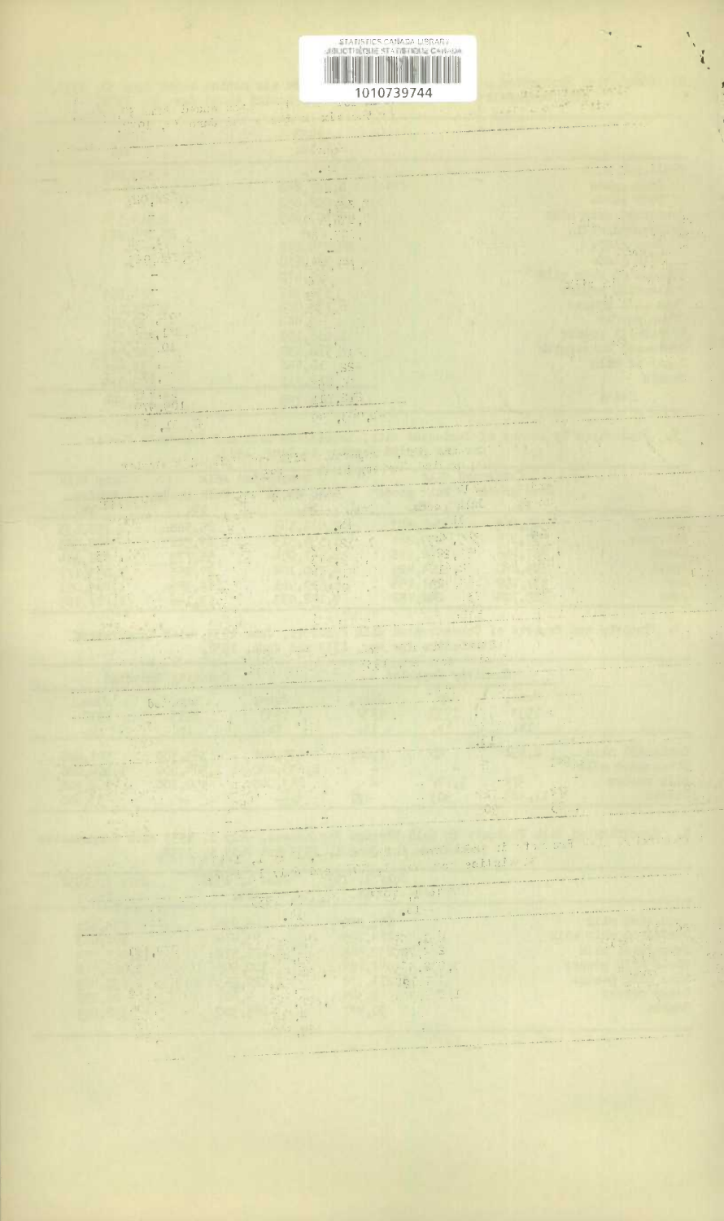STATISTICS CANADA LIBRARY
BIBLIOTHÈQUE STATISTIQUE CANADA

1010739744